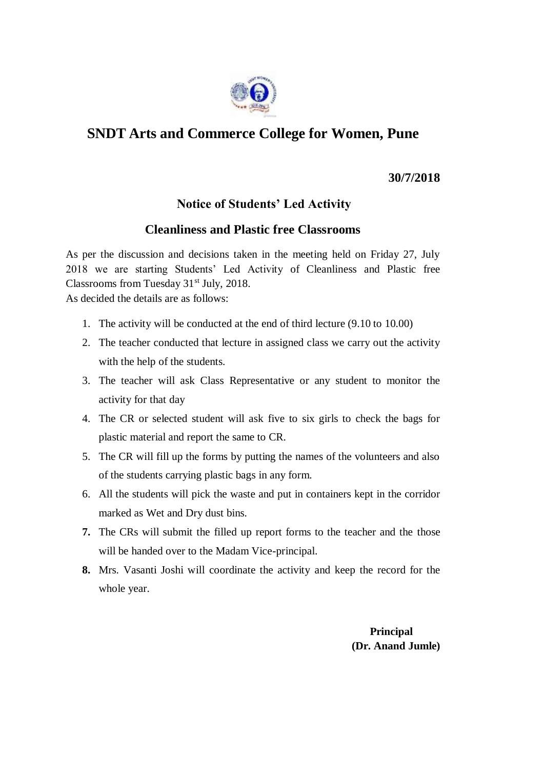# SNDT Arts and Commerce College for Women, Pune

**30/7/2018**

## Notice of Students' Led Activity

## Cleanliness and Plastic free Classrooms

As per the discussion and decisions taken in the meeting held on Friday 27, July 2018 we are starting Students' Led Activity of Cleanliness and Plastic free Classrooms from Tuesday 31st July, 2018.
As decided the details are as follows:

1. The activity will be conducted at the end of third lecture (9.10 to 10.00)
2. The teacher conducted that lecture in assigned class we carry out the activity with the help of the students.
3. The teacher will ask Class Representative or any student to monitor the activity for that day
4. The CR or selected student will ask five to six girls to check the bags for plastic material and report the same to CR.
5. The CR will fill up the forms by putting the names of the volunteers and also of the students carrying plastic bags in any form.
6. All the students will pick the waste and put in containers kept in the corridor marked as Wet and Dry dust bins.
7. The CRs will submit the filled up report forms to the teacher and the those will be handed over to the Madam Vice-principal.
8. Mrs. Vasanti Joshi will coordinate the activity and keep the record for the whole year.

**Principal**
**(Dr. Anand Jumle)**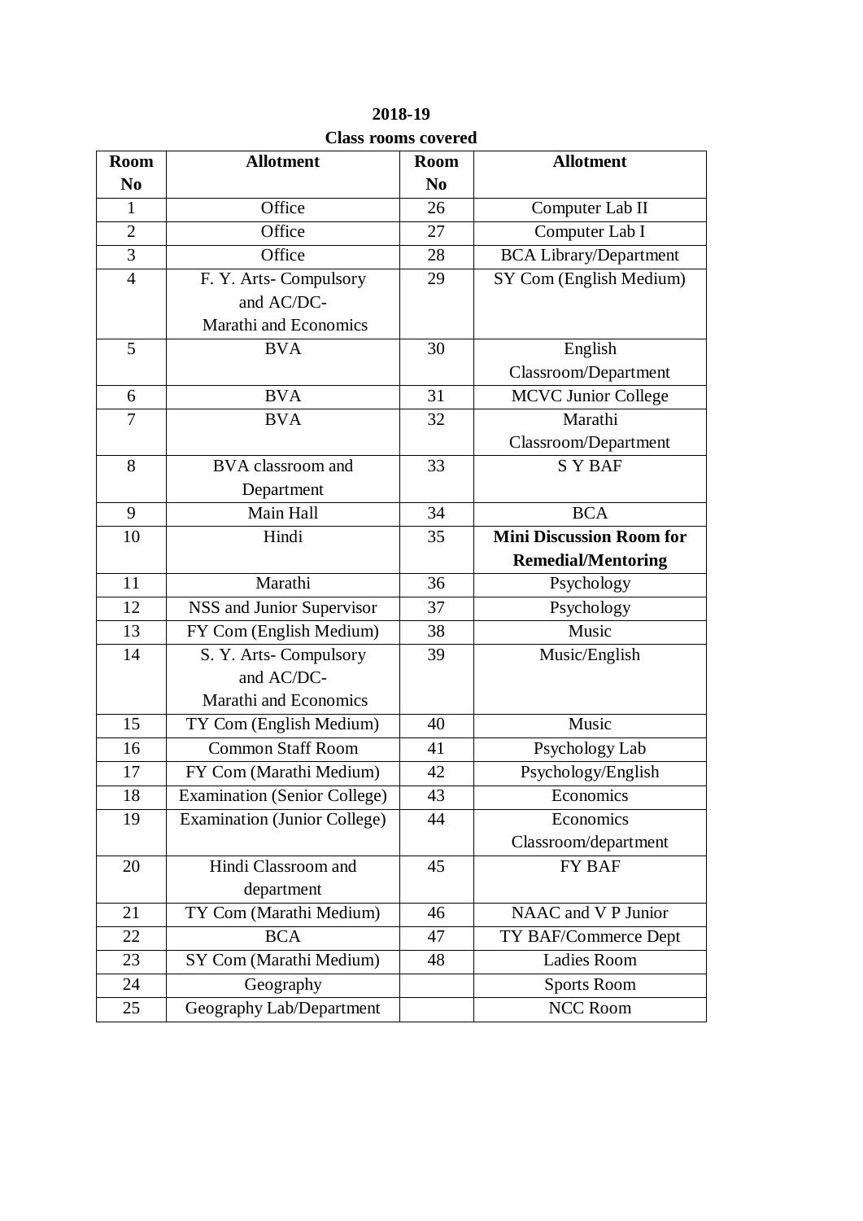**2018-19**

**Class rooms covered**

| Room No | Allotment | Room No | Allotment |
|---|---|---|---|
| 1 | Office | 26 | Computer Lab II |
| 2 | Office | 27 | Computer Lab I |
| 3 | Office | 28 | BCA Library/Department |
| 4 | F. Y. Arts- Compulsory and AC/DC- Marathi and Economics | 29 | SY Com (English Medium) |
| 5 | BVA | 30 | English Classroom/Department |
| 6 | BVA | 31 | MCVC Junior College |
| 7 | BVA | 32 | Marathi Classroom/Department |
| 8 | BVA classroom and Department | 33 | S Y BAF |
| 9 | Main Hall | 34 | BCA |
| 10 | Hindi | 35 | **Mini Discussion Room for Remedial/Mentoring** |
| 11 | Marathi | 36 | Psychology |
| 12 | NSS and Junior Supervisor | 37 | Psychology |
| 13 | FY Com (English Medium) | 38 | Music |
| 14 | S. Y. Arts- Compulsory and AC/DC- Marathi and Economics | 39 | Music/English |
| 15 | TY Com (English Medium) | 40 | Music |
| 16 | Common Staff Room | 41 | Psychology Lab |
| 17 | FY Com (Marathi Medium) | 42 | Psychology/English |
| 18 | Examination (Senior College) | 43 | Economics |
| 19 | Examination (Junior College) | 44 | Economics Classroom/department |
| 20 | Hindi Classroom and department | 45 | FY BAF |
| 21 | TY Com (Marathi Medium) | 46 | NAAC and V P Junior |
| 22 | BCA | 47 | TY BAF/Commerce Dept |
| 23 | SY Com (Marathi Medium) | 48 | Ladies Room |
| 24 | Geography | | Sports Room |
| 25 | Geography Lab/Department | | NCC Room |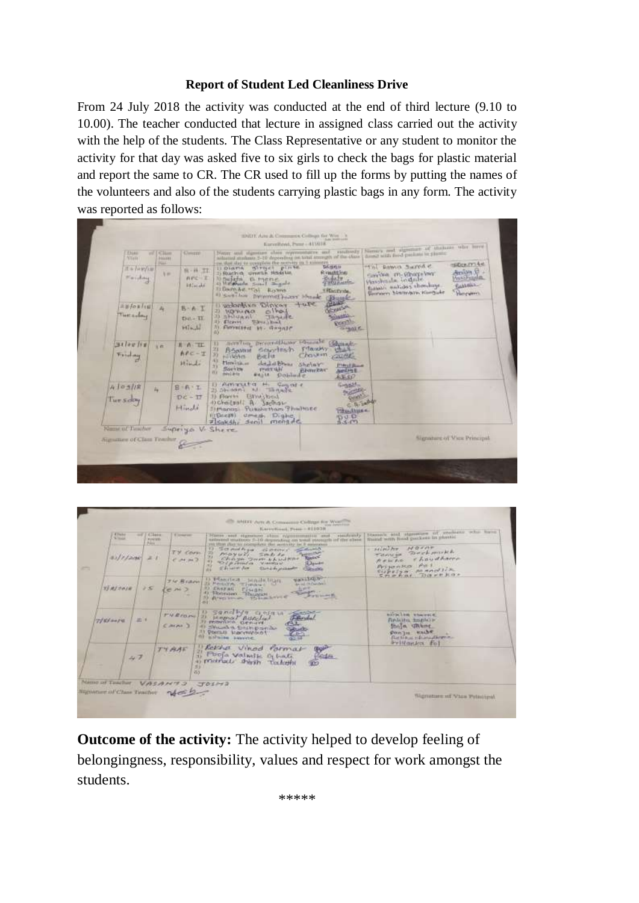**Report of Student Led Cleanliness Drive**

From 24 July 2018 the activity was conducted at the end of third lecture (9.10 to 10.00). The teacher conducted that lecture in assigned class carried out the activity with the help of the students. The Class Representative or any student to monitor the activity for that day was asked five to six girls to check the bags for plastic material and report the same to CR. The CR used to fill up the forms by putting the names of the volunteers and also of the students carrying plastic bags in any form. The activity was reported as follows:

**Outcome of the activity:** The activity helped to develop feeling of belongingness, responsibility, values and respect for work amongst the students.

*****